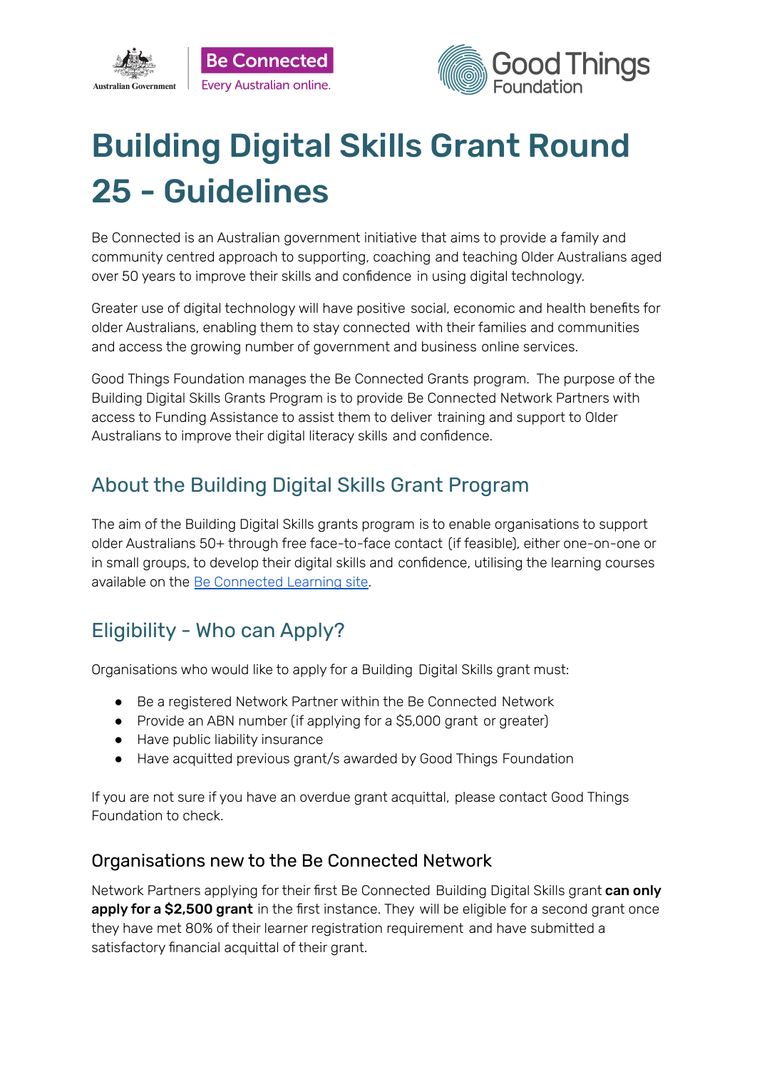# Building Digital Skills Grant Round 25 - Guidelines

Be Connected is an Australian government initiative that aims to provide a family and community centred approach to supporting, coaching and teaching Older Australians aged over 50 years to improve their skills and confidence in using digital technology.

Greater use of digital technology will have positive social, economic and health benefits for older Australians, enabling them to stay connected with their families and communities and access the growing number of government and business online services.

Good Things Foundation manages the Be Connected Grants program. The purpose of the Building Digital Skills Grants Program is to provide Be Connected Network Partners with access to Funding Assistance to assist them to deliver training and support to Older Australians to improve their digital literacy skills and confidence.

## About the Building Digital Skills Grant Program

The aim of the Building Digital Skills grants program is to enable organisations to support older Australians 50+ through free face-to-face contact (if feasible), either one-on-one or in small groups, to develop their digital skills and confidence, utilising the learning courses available on the Be Connected Learning site.

## Eligibility - Who can Apply?

Organisations who would like to apply for a Building Digital Skills grant must:

- Be a registered Network Partner within the Be Connected Network
- Provide an ABN number (if applying for a $5,000 grant or greater)
- Have public liability insurance
- Have acquitted previous grant/s awarded by Good Things Foundation

If you are not sure if you have an overdue grant acquittal, please contact Good Things Foundation to check.

### Organisations new to the Be Connected Network

Network Partners applying for their first Be Connected Building Digital Skills grant **can only apply for a $2,500 grant** in the first instance. They will be eligible for a second grant once they have met 80% of their learner registration requirement and have submitted a satisfactory financial acquittal of their grant.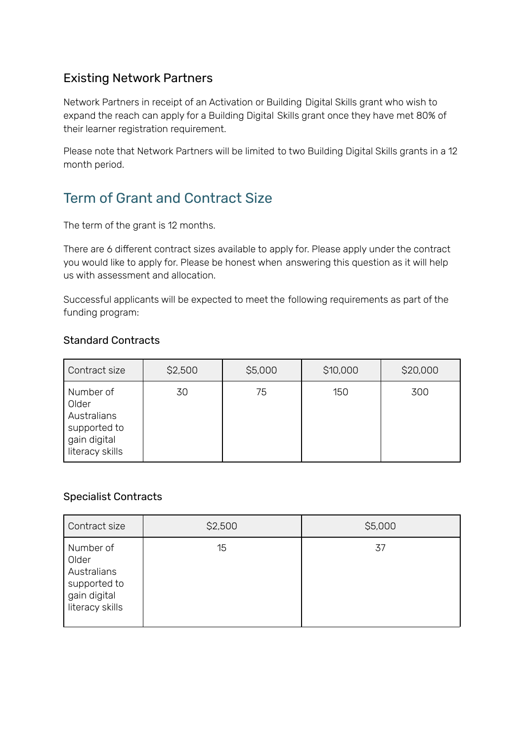### Existing Network Partners

Network Partners in receipt of an Activation or Building Digital Skills grant who wish to expand the reach can apply for a Building Digital Skills grant once they have met 80% of their learner registration requirement.

Please note that Network Partners will be limited to two Building Digital Skills grants in a 12 month period.

## Term of Grant and Contract Size

The term of the grant is 12 months.

There are 6 different contract sizes available to apply for. Please apply under the contract you would like to apply for. Please be honest when answering this question as it will help us with assessment and allocation.

Successful applicants will be expected to meet the following requirements as part of the funding program:

### Standard Contracts

| Contract size | $2,500 | $5,000 | $10,000 | $20,000 |
| --- | --- | --- | --- | --- |
| Number of Older Australians supported to gain digital literacy skills | 30 | 75 | 150 | 300 |

### Specialist Contracts

| Contract size | $2,500 | $5,000 |
| --- | --- | --- |
| Number of Older Australians supported to gain digital literacy skills | 15 | 37 |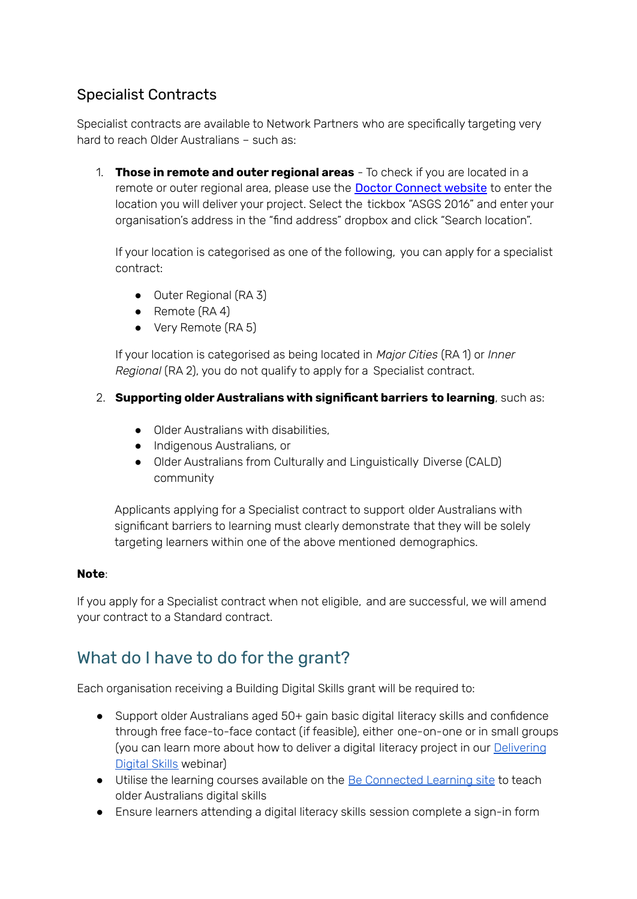## Specialist Contracts

Specialist contracts are available to Network Partners who are specifically targeting very hard to reach Older Australians – such as:

1. **Those in remote and outer regional areas** - To check if you are located in a remote or outer regional area, please use the [Doctor Connect website]() to enter the location you will deliver your project. Select the tickbox "ASGS 2016" and enter your organisation's address in the "find address" dropbox and click "Search location".

   If your location is categorised as one of the following, you can apply for a specialist contract:

   - Outer Regional (RA 3)
   - Remote (RA 4)
   - Very Remote (RA 5)

   If your location is categorised as being located in *Major Cities* (RA 1) or *Inner Regional* (RA 2), you do not qualify to apply for a Specialist contract.

2. **Supporting older Australians with significant barriers to learning**, such as:

   - Older Australians with disabilities,
   - Indigenous Australians, or
   - Older Australians from Culturally and Linguistically Diverse (CALD) community

   Applicants applying for a Specialist contract to support older Australians with significant barriers to learning must clearly demonstrate that they will be solely targeting learners within one of the above mentioned demographics.

**Note**:

If you apply for a Specialist contract when not eligible, and are successful, we will amend your contract to a Standard contract.

## What do I have to do for the grant?

Each organisation receiving a Building Digital Skills grant will be required to:

- Support older Australians aged 50+ gain basic digital literacy skills and confidence through free face-to-face contact (if feasible), either one-on-one or in small groups (you can learn more about how to deliver a digital literacy project in our [Delivering Digital Skills]() webinar)
- Utilise the learning courses available on the [Be Connected Learning site]() to teach older Australians digital skills
- Ensure learners attending a digital literacy skills session complete a sign-in form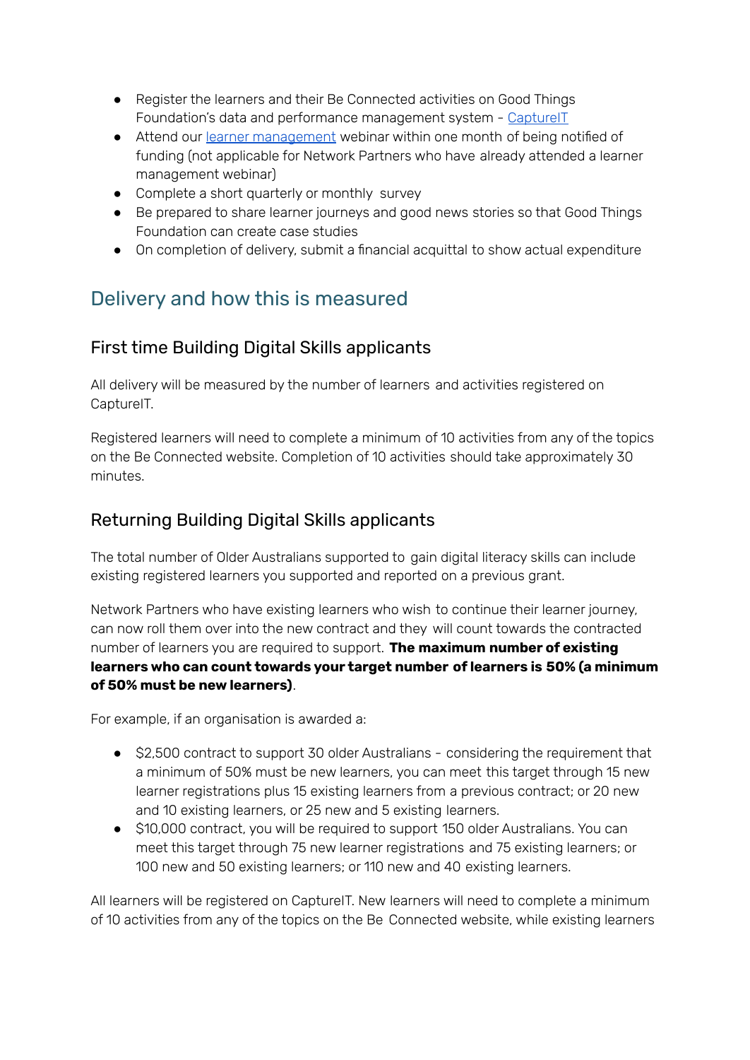- Register the learners and their Be Connected activities on Good Things Foundation's data and performance management system - [CaptureIT]()
- Attend our [learner management]() webinar within one month of being notified of funding (not applicable for Network Partners who have already attended a learner management webinar)
- Complete a short quarterly or monthly survey
- Be prepared to share learner journeys and good news stories so that Good Things Foundation can create case studies
- On completion of delivery, submit a financial acquittal to show actual expenditure

## Delivery and how this is measured

### First time Building Digital Skills applicants

All delivery will be measured by the number of learners and activities registered on CaptureIT.

Registered learners will need to complete a minimum of 10 activities from any of the topics on the Be Connected website. Completion of 10 activities should take approximately 30 minutes.

### Returning Building Digital Skills applicants

The total number of Older Australians supported to gain digital literacy skills can include existing registered learners you supported and reported on a previous grant.

Network Partners who have existing learners who wish to continue their learner journey, can now roll them over into the new contract and they will count towards the contracted number of learners you are required to support. **The maximum number of existing learners who can count towards your target number of learners is 50% (a minimum of 50% must be new learners)**.

For example, if an organisation is awarded a:

- $2,500 contract to support 30 older Australians - considering the requirement that a minimum of 50% must be new learners, you can meet this target through 15 new learner registrations plus 15 existing learners from a previous contract; or 20 new and 10 existing learners, or 25 new and 5 existing learners.
- $10,000 contract, you will be required to support 150 older Australians. You can meet this target through 75 new learner registrations and 75 existing learners; or 100 new and 50 existing learners; or 110 new and 40 existing learners.

All learners will be registered on CaptureIT. New learners will need to complete a minimum of 10 activities from any of the topics on the Be Connected website, while existing learners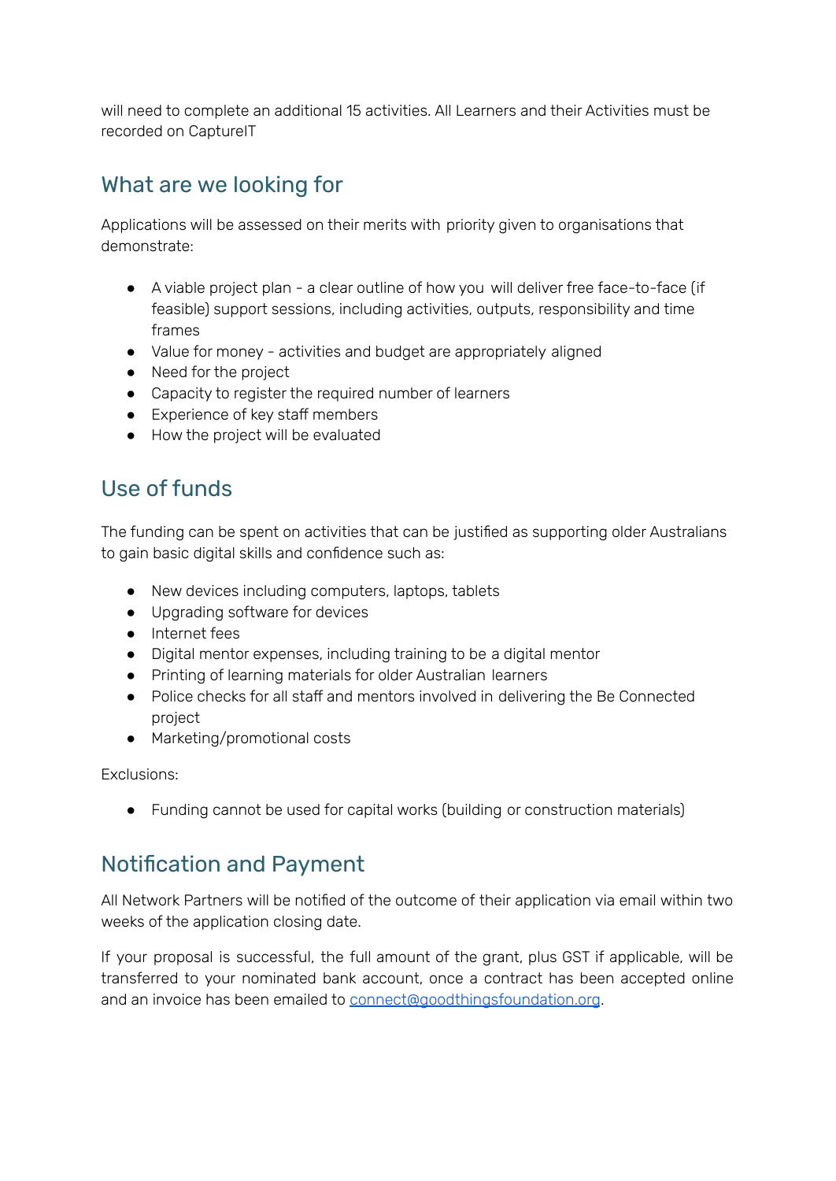will need to complete an additional 15 activities. All Learners and their Activities must be recorded on CaptureIT

## What are we looking for

Applications will be assessed on their merits with priority given to organisations that demonstrate:

- A viable project plan - a clear outline of how you will deliver free face-to-face (if feasible) support sessions, including activities, outputs, responsibility and time frames
- Value for money - activities and budget are appropriately aligned
- Need for the project
- Capacity to register the required number of learners
- Experience of key staff members
- How the project will be evaluated

## Use of funds

The funding can be spent on activities that can be justified as supporting older Australians to gain basic digital skills and confidence such as:

- New devices including computers, laptops, tablets
- Upgrading software for devices
- Internet fees
- Digital mentor expenses, including training to be a digital mentor
- Printing of learning materials for older Australian learners
- Police checks for all staff and mentors involved in delivering the Be Connected project
- Marketing/promotional costs

Exclusions:

- Funding cannot be used for capital works (building or construction materials)

## Notification and Payment

All Network Partners will be notified of the outcome of their application via email within two weeks of the application closing date.

If your proposal is successful, the full amount of the grant, plus GST if applicable, will be transferred to your nominated bank account, once a contract has been accepted online and an invoice has been emailed to connect@goodthingsfoundation.org.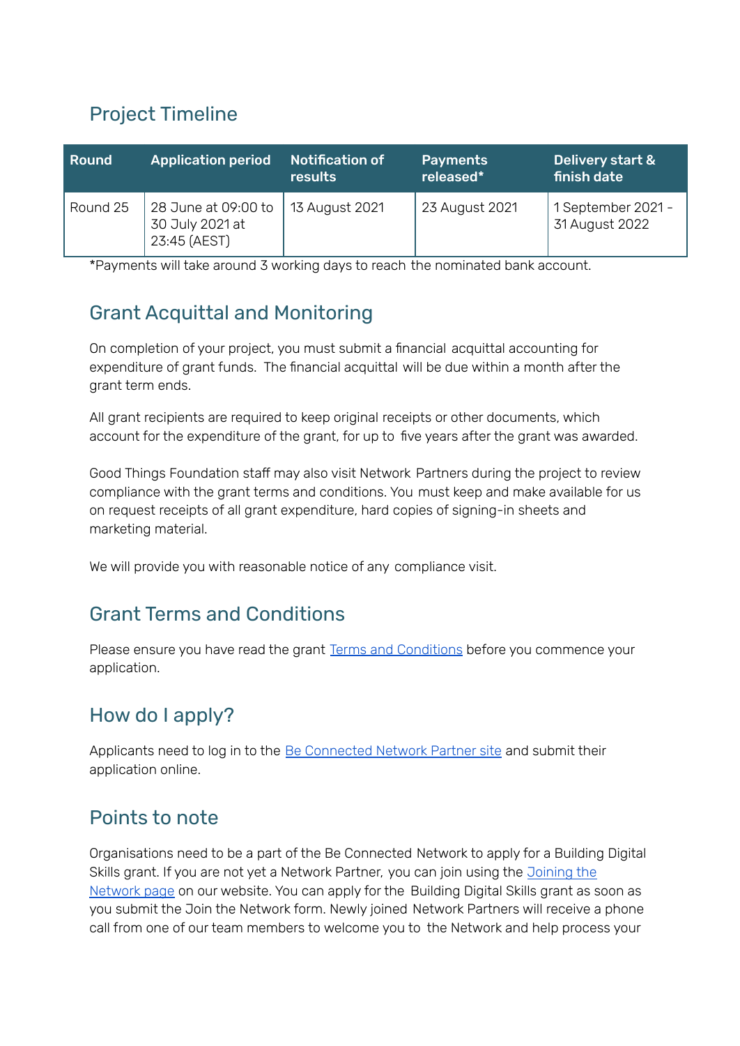## Project Timeline

| Round | Application period | Notification of results | Payments released* | Delivery start & finish date |
|---|---|---|---|---|
| Round 25 | 28 June at 09:00 to 30 July 2021 at 23:45 (AEST) | 13 August 2021 | 23 August 2021 | 1 September 2021 - 31 August 2022 |

*Payments will take around 3 working days to reach the nominated bank account.

## Grant Acquittal and Monitoring

On completion of your project, you must submit a financial acquittal accounting for expenditure of grant funds. The financial acquittal will be due within a month after the grant term ends.

All grant recipients are required to keep original receipts or other documents, which account for the expenditure of the grant, for up to five years after the grant was awarded.

Good Things Foundation staff may also visit Network Partners during the project to review compliance with the grant terms and conditions. You must keep and make available for us on request receipts of all grant expenditure, hard copies of signing-in sheets and marketing material.

We will provide you with reasonable notice of any compliance visit.

## Grant Terms and Conditions

Please ensure you have read the grant Terms and Conditions before you commence your application.

## How do I apply?

Applicants need to log in to the Be Connected Network Partner site and submit their application online.

## Points to note

Organisations need to be a part of the Be Connected Network to apply for a Building Digital Skills grant. If you are not yet a Network Partner, you can join using the Joining the Network page on our website. You can apply for the Building Digital Skills grant as soon as you submit the Join the Network form. Newly joined Network Partners will receive a phone call from one of our team members to welcome you to the Network and help process your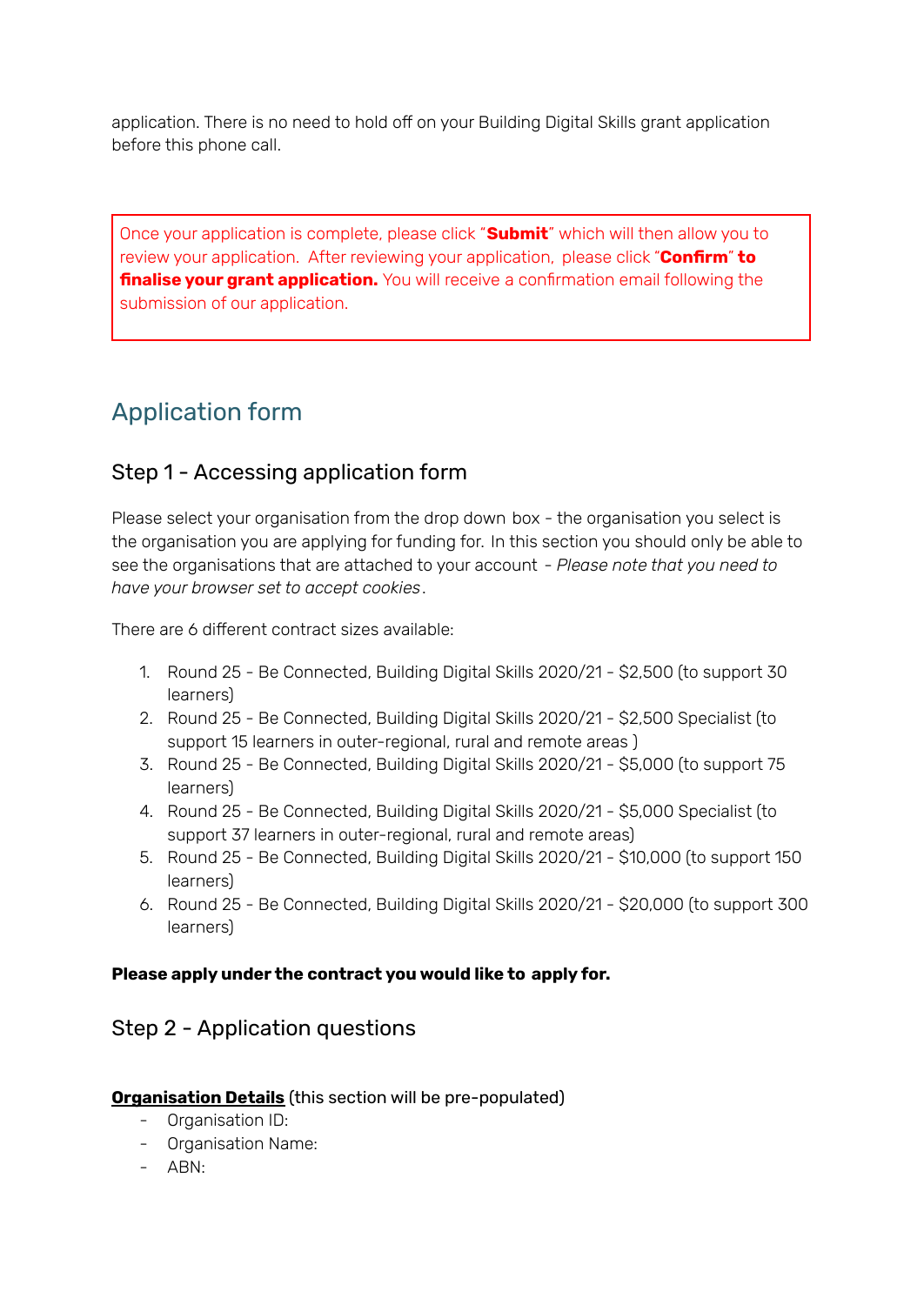application. There is no need to hold off on your Building Digital Skills grant application before this phone call.

> Once your application is complete, please click "**Submit**" which will then allow you to review your application. After reviewing your application, please click "**Confirm**" **to finalise your grant application.** You will receive a confirmation email following the submission of our application.

## Application form

### Step 1 - Accessing application form

Please select your organisation from the drop down box - the organisation you select is the organisation you are applying for funding for. In this section you should only be able to see the organisations that are attached to your account - *Please note that you need to have your browser set to accept cookies*.

There are 6 different contract sizes available:

1. Round 25 - Be Connected, Building Digital Skills 2020/21 - $2,500 (to support 30 learners)
2. Round 25 - Be Connected, Building Digital Skills 2020/21 - $2,500 Specialist (to support 15 learners in outer-regional, rural and remote areas )
3. Round 25 - Be Connected, Building Digital Skills 2020/21 - $5,000 (to support 75 learners)
4. Round 25 - Be Connected, Building Digital Skills 2020/21 - $5,000 Specialist (to support 37 learners in outer-regional, rural and remote areas)
5. Round 25 - Be Connected, Building Digital Skills 2020/21 - $10,000 (to support 150 learners)
6. Round 25 - Be Connected, Building Digital Skills 2020/21 - $20,000 (to support 300 learners)

**Please apply under the contract you would like to apply for.**

### Step 2 - Application questions

**Organisation Details** (this section will be pre-populated)

- Organisation ID:
- Organisation Name:
- ABN: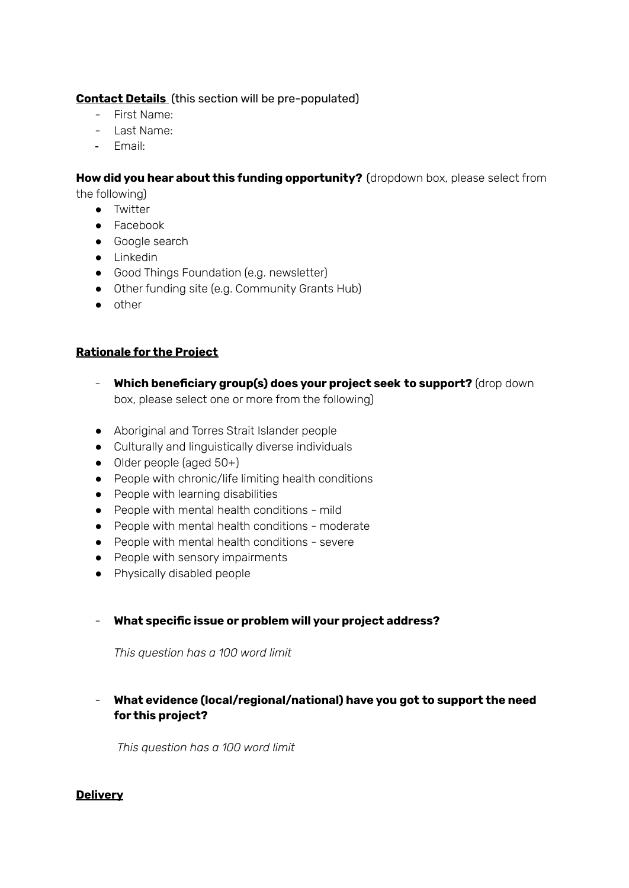**<u>Contact Details</u>** (this section will be pre-populated)

- First Name:
- Last Name:
- Email:

**How did you hear about this funding opportunity?** (dropdown box, please select from the following)

- Twitter
- Facebook
- Google search
- Linkedin
- Good Things Foundation (e.g. newsletter)
- Other funding site (e.g. Community Grants Hub)
- other

**<u>Rationale for the Project</u>**

- **Which beneficiary group(s) does your project seek to support?** (drop down box, please select one or more from the following)

- Aboriginal and Torres Strait Islander people
- Culturally and linguistically diverse individuals
- Older people (aged 50+)
- People with chronic/life limiting health conditions
- People with learning disabilities
- People with mental health conditions - mild
- People with mental health conditions - moderate
- People with mental health conditions - severe
- People with sensory impairments
- Physically disabled people

- **What specific issue or problem will your project address?**

  *This question has a 100 word limit*

- **What evidence (local/regional/national) have you got to support the need for this project?**

  *This question has a 100 word limit*

**<u>Delivery</u>**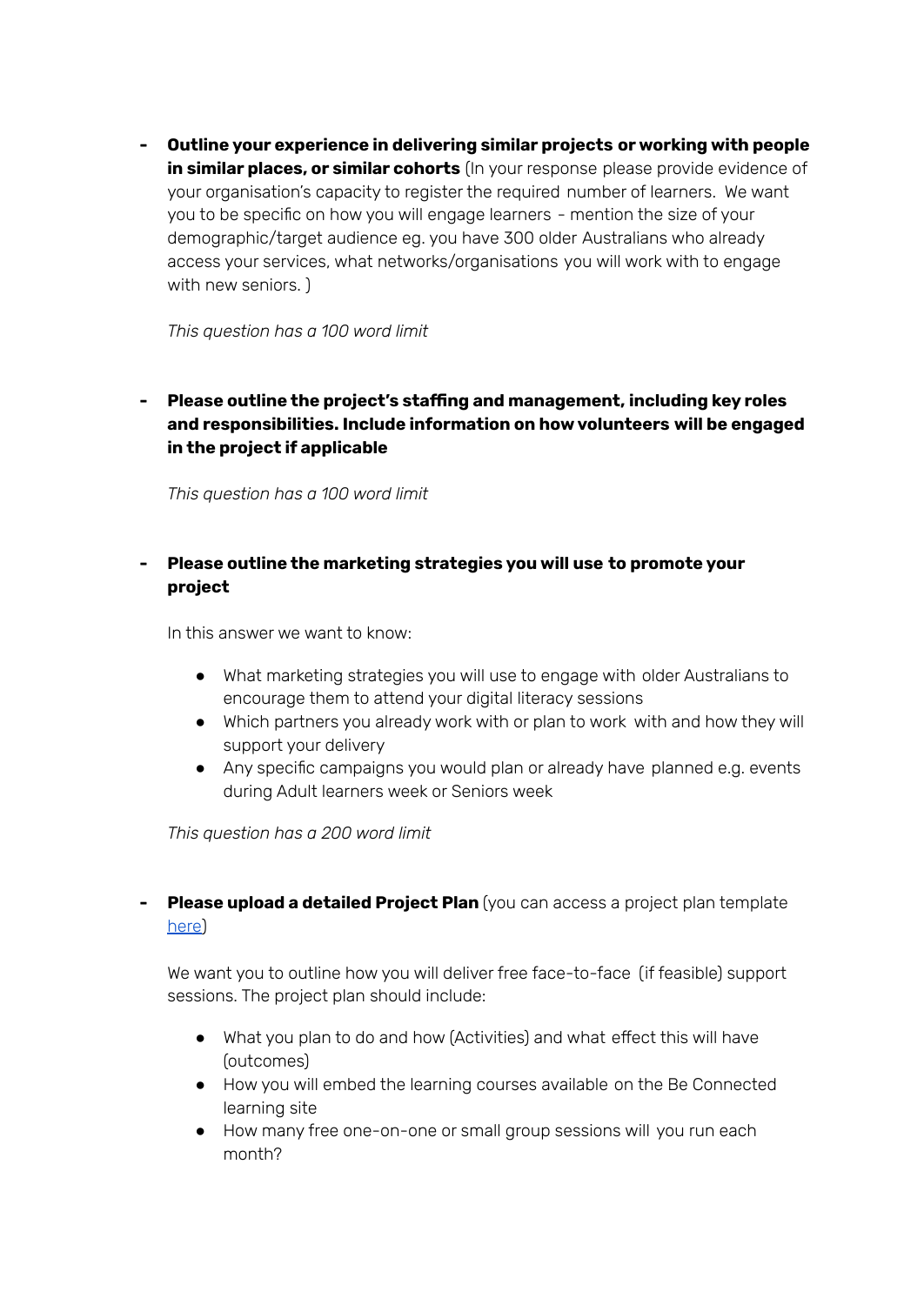- **Outline your experience in delivering similar projects or working with people in similar places, or similar cohorts** (In your response please provide evidence of your organisation's capacity to register the required number of learners. We want you to be specific on how you will engage learners - mention the size of your demographic/target audience eg. you have 300 older Australians who already access your services, what networks/organisations you will work with to engage with new seniors. )

  *This question has a 100 word limit*

- **Please outline the project's staffing and management, including key roles and responsibilities. Include information on how volunteers will be engaged in the project if applicable**

  *This question has a 100 word limit*

- **Please outline the marketing strategies you will use to promote your project**

  In this answer we want to know:

  - What marketing strategies you will use to engage with older Australians to encourage them to attend your digital literacy sessions
  - Which partners you already work with or plan to work with and how they will support your delivery
  - Any specific campaigns you would plan or already have planned e.g. events during Adult learners week or Seniors week

  *This question has a 200 word limit*

- **Please upload a detailed Project Plan** (you can access a project plan template [here](here))

  We want you to outline how you will deliver free face-to-face (if feasible) support sessions. The project plan should include:

  - What you plan to do and how (Activities) and what effect this will have (outcomes)
  - How you will embed the learning courses available on the Be Connected learning site
  - How many free one-on-one or small group sessions will you run each month?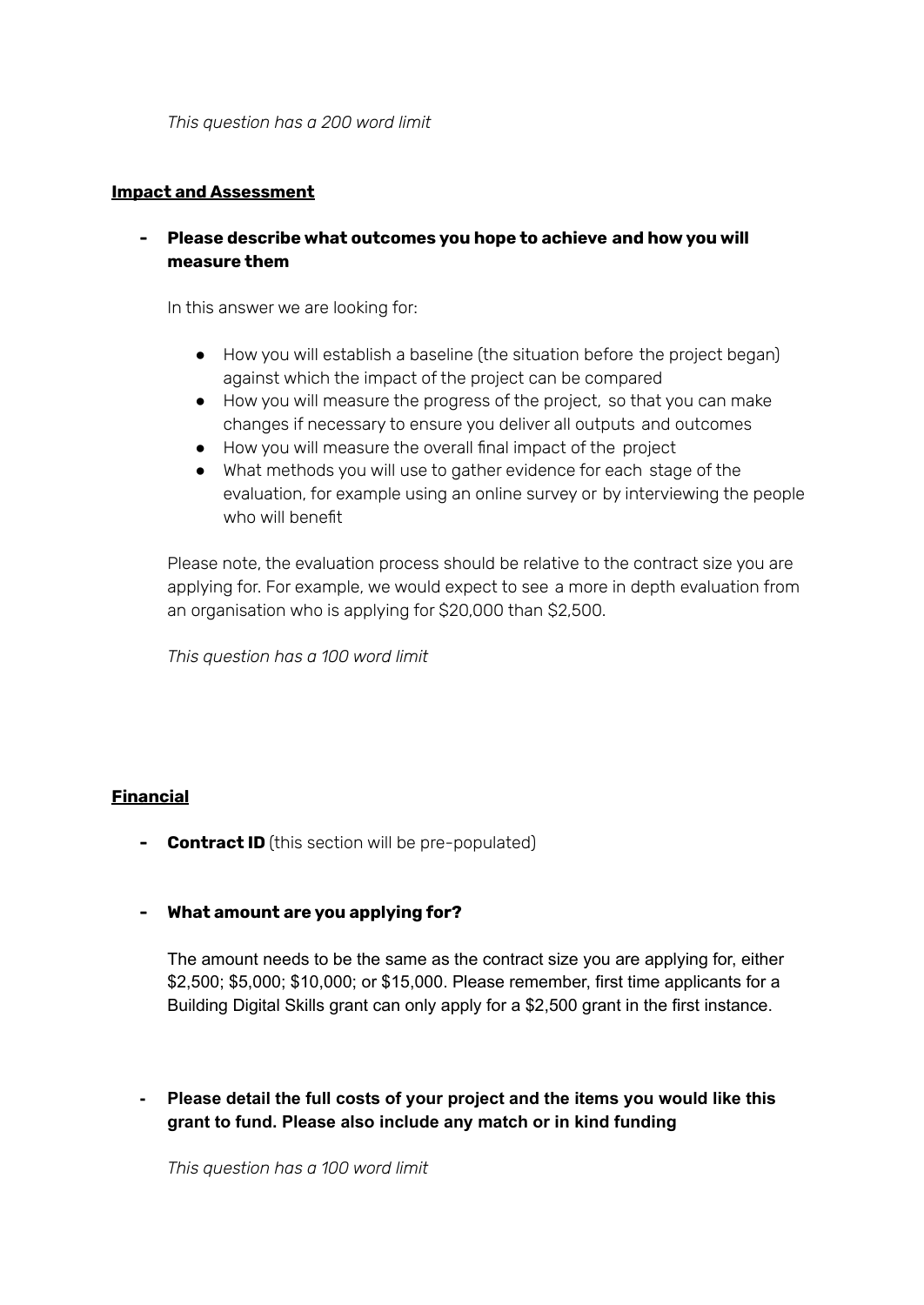*This question has a 200 word limit*

## **Impact and Assessment**

- **Please describe what outcomes you hope to achieve and how you will measure them**

  In this answer we are looking for:

  - How you will establish a baseline (the situation before the project began) against which the impact of the project can be compared
  - How you will measure the progress of the project, so that you can make changes if necessary to ensure you deliver all outputs and outcomes
  - How you will measure the overall final impact of the project
  - What methods you will use to gather evidence for each stage of the evaluation, for example using an online survey or by interviewing the people who will benefit

  Please note, the evaluation process should be relative to the contract size you are applying for. For example, we would expect to see a more in depth evaluation from an organisation who is applying for $20,000 than $2,500.

  *This question has a 100 word limit*

## **Financial**

- **Contract ID** (this section will be pre-populated)

- **What amount are you applying for?**

  The amount needs to be the same as the contract size you are applying for, either $2,500; $5,000; $10,000; or $15,000. Please remember, first time applicants for a Building Digital Skills grant can only apply for a $2,500 grant in the first instance.

- **Please detail the full costs of your project and the items you would like this grant to fund. Please also include any match or in kind funding**

  *This question has a 100 word limit*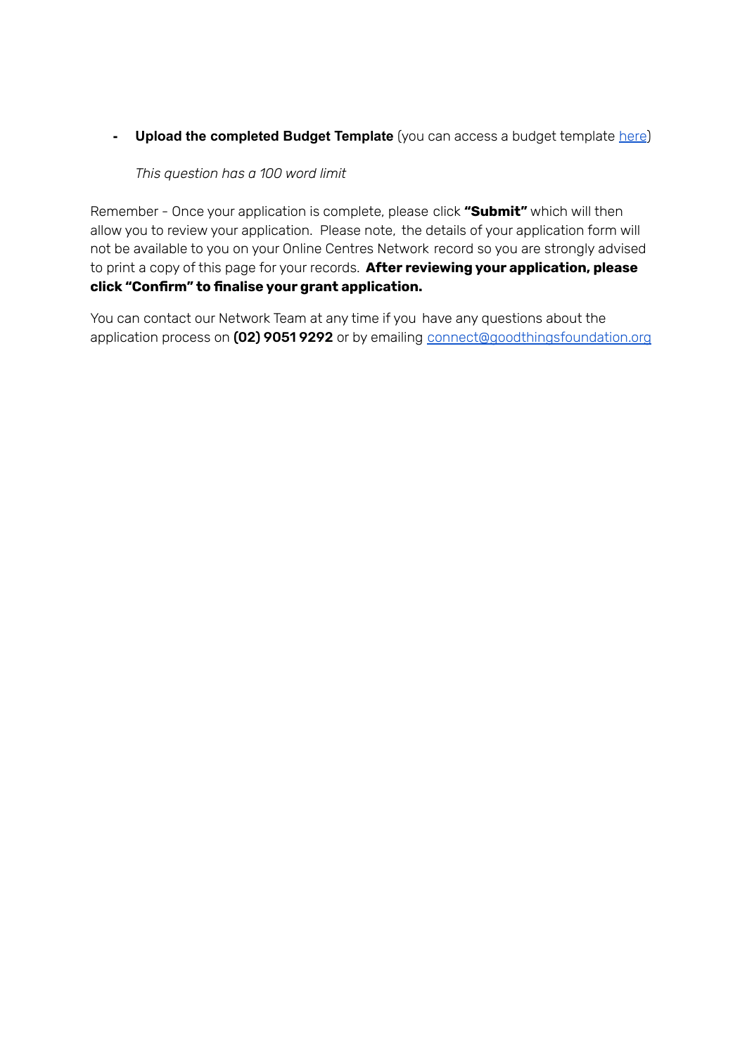- **Upload the completed Budget Template** (you can access a budget template [here](#))

  *This question has a 100 word limit*

Remember - Once your application is complete, please click **"Submit"** which will then allow you to review your application. Please note, the details of your application form will not be available to you on your Online Centres Network record so you are strongly advised to print a copy of this page for your records. **After reviewing your application, please click "Confirm" to finalise your grant application.**

You can contact our Network Team at any time if you have any questions about the application process on **(02) 9051 9292** or by emailing [connect@goodthingsfoundation.org](mailto:connect@goodthingsfoundation.org)